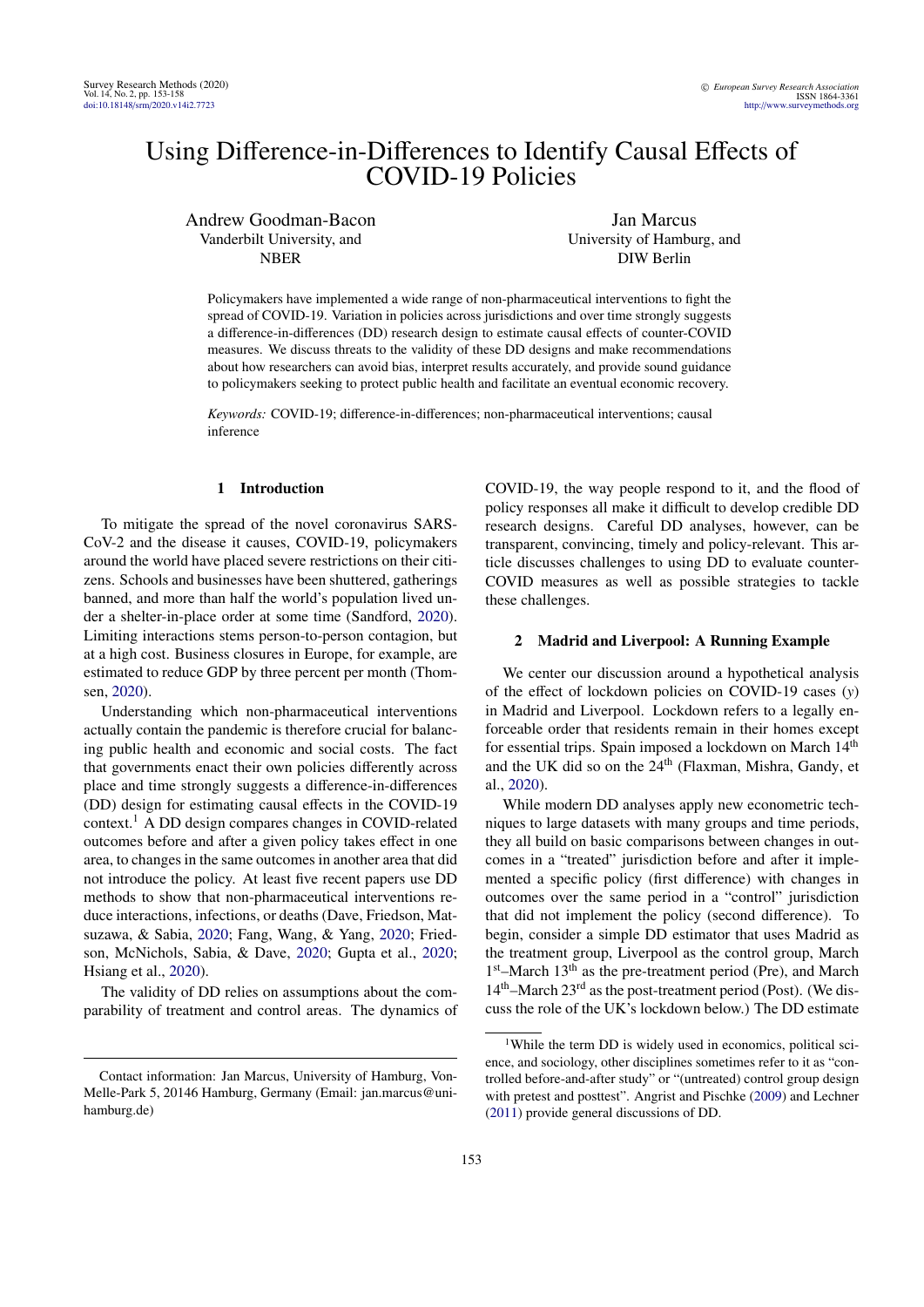# Using Difference-in-Differences to Identify Causal Effects of COVID-19 Policies

Andrew Goodman-Bacon
Vanderbilt University, and
NBER

Jan Marcus
University of Hamburg, and
DIW Berlin

Policymakers have implemented a wide range of non-pharmaceutical interventions to fight the spread of COVID-19. Variation in policies across jurisdictions and over time strongly suggests a difference-in-differences (DD) research design to estimate causal effects of counter-COVID measures. We discuss threats to the validity of these DD designs and make recommendations about how researchers can avoid bias, interpret results accurately, and provide sound guidance to policymakers seeking to protect public health and facilitate an eventual economic recovery.

*Keywords:* COVID-19; difference-in-differences; non-pharmaceutical interventions; causal inference

## 1 Introduction

To mitigate the spread of the novel coronavirus SARS-CoV-2 and the disease it causes, COVID-19, policymakers around the world have placed severe restrictions on their citizens. Schools and businesses have been shuttered, gatherings banned, and more than half the world's population lived under a shelter-in-place order at some time (Sandford, 2020). Limiting interactions stems person-to-person contagion, but at a high cost. Business closures in Europe, for example, are estimated to reduce GDP by three percent per month (Thomsen, 2020).

Understanding which non-pharmaceutical interventions actually contain the pandemic is therefore crucial for balancing public health and economic and social costs. The fact that governments enact their own policies differently across place and time strongly suggests a difference-in-differences (DD) design for estimating causal effects in the COVID-19 context.[1] A DD design compares changes in COVID-related outcomes before and after a given policy takes effect in one area, to changes in the same outcomes in another area that did not introduce the policy. At least five recent papers use DD methods to show that non-pharmaceutical interventions reduce interactions, infections, or deaths (Dave, Friedson, Matsuzawa, & Sabia, 2020; Fang, Wang, & Yang, 2020; Friedson, McNichols, Sabia, & Dave, 2020; Gupta et al., 2020; Hsiang et al., 2020).

The validity of DD relies on assumptions about the comparability of treatment and control areas. The dynamics of COVID-19, the way people respond to it, and the flood of policy responses all make it difficult to develop credible DD research designs. Careful DD analyses, however, can be transparent, convincing, timely and policy-relevant. This article discusses challenges to using DD to evaluate counter-COVID measures as well as possible strategies to tackle these challenges.

## 2 Madrid and Liverpool: A Running Example

We center our discussion around a hypothetical analysis of the effect of lockdown policies on COVID-19 cases ($y$) in Madrid and Liverpool. Lockdown refers to a legally enforceable order that residents remain in their homes except for essential trips. Spain imposed a lockdown on March 14th and the UK did so on the 24th (Flaxman, Mishra, Gandy, et al., 2020).

While modern DD analyses apply new econometric techniques to large datasets with many groups and time periods, they all build on basic comparisons between changes in outcomes in a "treated" jurisdiction before and after it implemented a specific policy (first difference) with changes in outcomes over the same period in a "control" jurisdiction that did not implement the policy (second difference). To begin, consider a simple DD estimator that uses Madrid as the treatment group, Liverpool as the control group, March 1st–March 13th as the pre-treatment period (Pre), and March 14th–March 23rd as the post-treatment period (Post). (We discuss the role of the UK's lockdown below.) The DD estimate

[1] While the term DD is widely used in economics, political science, and sociology, other disciplines sometimes refer to it as "controlled before-and-after study" or "(untreated) control group design with pretest and posttest". Angrist and Pischke (2009) and Lechner (2011) provide general discussions of DD.

Contact information: Jan Marcus, University of Hamburg, Von-Melle-Park 5, 20146 Hamburg, Germany (Email: jan.marcus@uni-hamburg.de)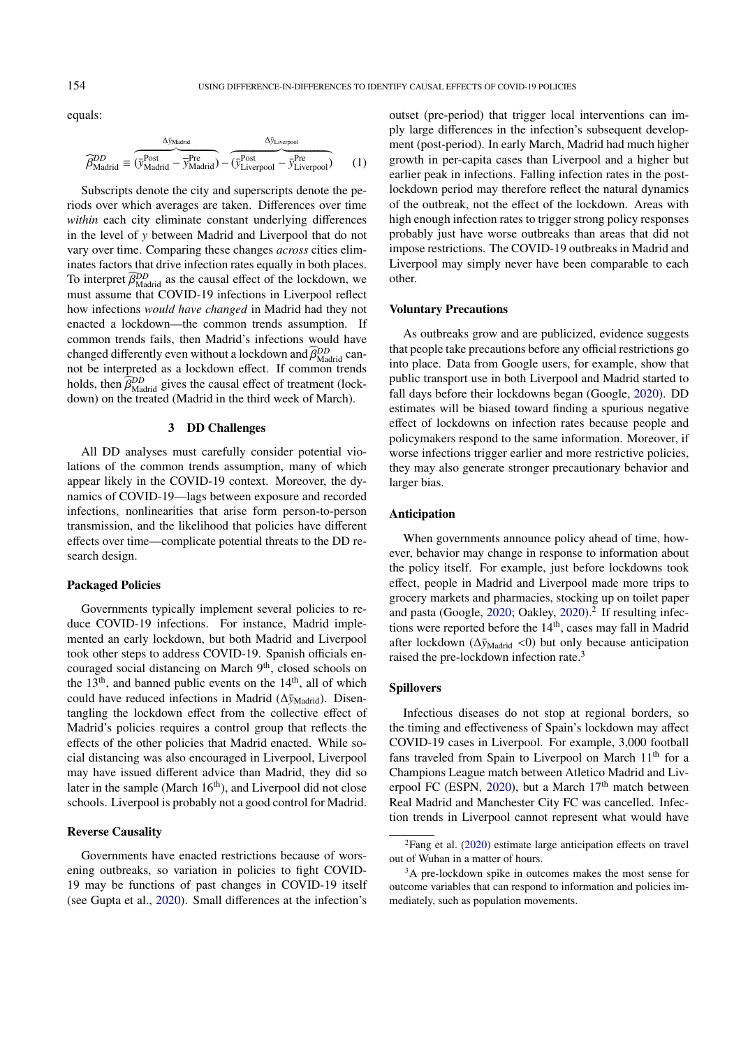equals:

$$\widehat{\beta}^{DD}_{\text{Madrid}} \equiv \overbrace{(\bar{y}^{\text{Post}}_{\text{Madrid}} - \bar{y}^{\text{Pre}}_{\text{Madrid}})}^{\Delta\bar{y}_{\text{Madrid}}} - \overbrace{(\bar{y}^{\text{Post}}_{\text{Liverpool}} - \bar{y}^{\text{Pre}}_{\text{Liverpool}})}^{\Delta\bar{y}_{\text{Liverpool}}} \quad (1)$$

Subscripts denote the city and superscripts denote the periods over which averages are taken. Differences over time *within* each city eliminate constant underlying differences in the level of $y$ between Madrid and Liverpool that do not vary over time. Comparing these changes *across* cities eliminates factors that drive infection rates equally in both places. To interpret $\widehat{\beta}^{DD}_{\text{Madrid}}$ as the causal effect of the lockdown, we must assume that COVID-19 infections in Liverpool reflect how infections *would have changed* in Madrid had they not enacted a lockdown—the common trends assumption. If common trends fails, then Madrid's infections would have changed differently even without a lockdown and $\widehat{\beta}^{DD}_{\text{Madrid}}$ cannot be interpreted as a lockdown effect. If common trends holds, then $\widehat{\beta}^{DD}_{\text{Madrid}}$ gives the causal effect of treatment (lockdown) on the treated (Madrid in the third week of March).

## 3 DD Challenges

All DD analyses must carefully consider potential violations of the common trends assumption, many of which appear likely in the COVID-19 context. Moreover, the dynamics of COVID-19—lags between exposure and recorded infections, nonlinearities that arise form person-to-person transmission, and the likelihood that policies have different effects over time—complicate potential threats to the DD research design.

### Packaged Policies

Governments typically implement several policies to reduce COVID-19 infections. For instance, Madrid implemented an early lockdown, but both Madrid and Liverpool took other steps to address COVID-19. Spanish officials encouraged social distancing on March 9th, closed schools on the 13th, and banned public events on the 14th, all of which could have reduced infections in Madrid ($\Delta\bar{y}_{\text{Madrid}}$). Disentangling the lockdown effect from the collective effect of Madrid's policies requires a control group that reflects the effects of the other policies that Madrid enacted. While social distancing was also encouraged in Liverpool, Liverpool may have issued different advice than Madrid, they did so later in the sample (March 16th), and Liverpool did not close schools. Liverpool is probably not a good control for Madrid.

### Reverse Causality

Governments have enacted restrictions because of worsening outbreaks, so variation in policies to fight COVID-19 may be functions of past changes in COVID-19 itself (see Gupta et al., 2020). Small differences at the infection's outset (pre-period) that trigger local interventions can imply large differences in the infection's subsequent development (post-period). In early March, Madrid had much higher growth in per-capita cases than Liverpool and a higher but earlier peak in infections. Falling infection rates in the post-lockdown period may therefore reflect the natural dynamics of the outbreak, not the effect of the lockdown. Areas with high enough infection rates to trigger strong policy responses probably just have worse outbreaks than areas that did not impose restrictions. The COVID-19 outbreaks in Madrid and Liverpool may simply never have been comparable to each other.

### Voluntary Precautions

As outbreaks grow and are publicized, evidence suggests that people take precautions before any official restrictions go into place. Data from Google users, for example, show that public transport use in both Liverpool and Madrid started to fall days before their lockdowns began (Google, 2020). DD estimates will be biased toward finding a spurious negative effect of lockdowns on infection rates because people and policymakers respond to the same information. Moreover, if worse infections trigger earlier and more restrictive policies, they may also generate stronger precautionary behavior and larger bias.

### Anticipation

When governments announce policy ahead of time, however, behavior may change in response to information about the policy itself. For example, just before lockdowns took effect, people in Madrid and Liverpool made more trips to grocery markets and pharmacies, stocking up on toilet paper and pasta (Google, 2020; Oakley, 2020).[2] If resulting infections were reported before the 14th, cases may fall in Madrid after lockdown ($\Delta\bar{y}_{\text{Madrid}} < 0$) but only because anticipation raised the pre-lockdown infection rate.[3]

### Spillovers

Infectious diseases do not stop at regional borders, so the timing and effectiveness of Spain's lockdown may affect COVID-19 cases in Liverpool. For example, 3,000 football fans traveled from Spain to Liverpool on March 11th for a Champions League match between Atletico Madrid and Liverpool FC (ESPN, 2020), but a March 17th match between Real Madrid and Manchester City FC was cancelled. Infection trends in Liverpool cannot represent what would have

[2] Fang et al. (2020) estimate large anticipation effects on travel out of Wuhan in a matter of hours.

[3] A pre-lockdown spike in outcomes makes the most sense for outcome variables that can respond to information and policies immediately, such as population movements.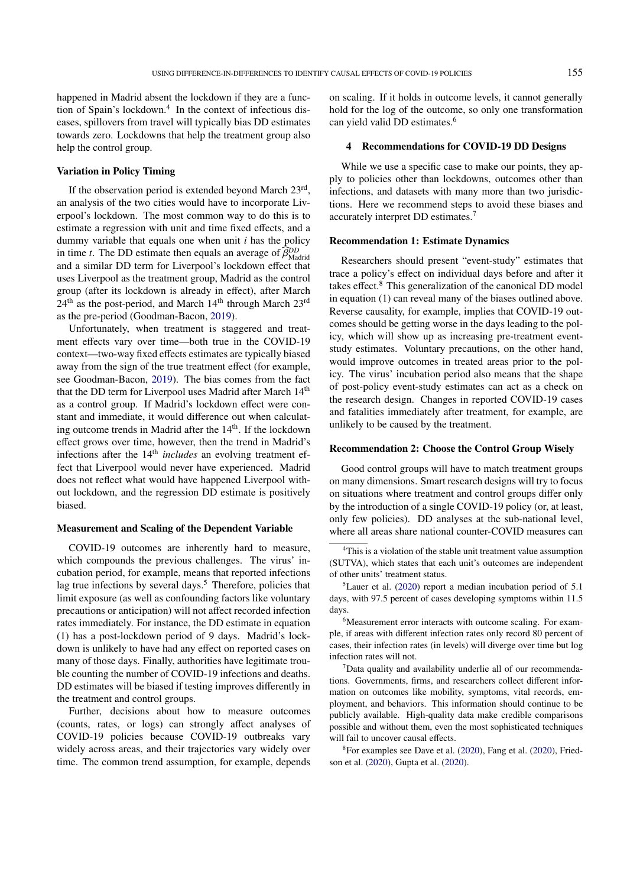happened in Madrid absent the lockdown if they are a function of Spain's lockdown.[4] In the context of infectious diseases, spillovers from travel will typically bias DD estimates towards zero. Lockdowns that help the treatment group also help the control group.

### Variation in Policy Timing

If the observation period is extended beyond March 23rd, an analysis of the two cities would have to incorporate Liverpool's lockdown. The most common way to do this is to estimate a regression with unit and time fixed effects, and a dummy variable that equals one when unit $i$ has the policy in time $t$. The DD estimate then equals an average of $\widehat{\beta}^{DD}_{\text{Madrid}}$ and a similar DD term for Liverpool's lockdown effect that uses Liverpool as the treatment group, Madrid as the control group (after its lockdown is already in effect), after March 24th as the post-period, and March 14th through March 23rd as the pre-period (Goodman-Bacon, 2019).

Unfortunately, when treatment is staggered and treatment effects vary over time—both true in the COVID-19 context—two-way fixed effects estimates are typically biased away from the sign of the true treatment effect (for example, see Goodman-Bacon, 2019). The bias comes from the fact that the DD term for Liverpool uses Madrid after March 14th as a control group. If Madrid's lockdown effect were constant and immediate, it would difference out when calculating outcome trends in Madrid after the 14th. If the lockdown effect grows over time, however, then the trend in Madrid's infections after the 14th *includes* an evolving treatment effect that Liverpool would never have experienced. Madrid does not reflect what would have happened Liverpool without lockdown, and the regression DD estimate is positively biased.

### Measurement and Scaling of the Dependent Variable

COVID-19 outcomes are inherently hard to measure, which compounds the previous challenges. The virus' incubation period, for example, means that reported infections lag true infections by several days.[5] Therefore, policies that limit exposure (as well as confounding factors like voluntary precautions or anticipation) will not affect recorded infection rates immediately. For instance, the DD estimate in equation (1) has a post-lockdown period of 9 days. Madrid's lockdown is unlikely to have had any effect on reported cases on many of those days. Finally, authorities have legitimate trouble counting the number of COVID-19 infections and deaths. DD estimates will be biased if testing improves differently in the treatment and control groups.

Further, decisions about how to measure outcomes (counts, rates, or logs) can strongly affect analyses of COVID-19 policies because COVID-19 outbreaks vary widely across areas, and their trajectories vary widely over time. The common trend assumption, for example, depends on scaling. If it holds in outcome levels, it cannot generally hold for the log of the outcome, so only one transformation can yield valid DD estimates.[6]

## 4 Recommendations for COVID-19 DD Designs

While we use a specific case to make our points, they apply to policies other than lockdowns, outcomes other than infections, and datasets with many more than two jurisdictions. Here we recommend steps to avoid these biases and accurately interpret DD estimates.[7]

### Recommendation 1: Estimate Dynamics

Researchers should present "event-study" estimates that trace a policy's effect on individual days before and after it takes effect.[8] This generalization of the canonical DD model in equation (1) can reveal many of the biases outlined above. Reverse causality, for example, implies that COVID-19 outcomes should be getting worse in the days leading to the policy, which will show up as increasing pre-treatment event-study estimates. Voluntary precautions, on the other hand, would improve outcomes in treated areas prior to the policy. The virus' incubation period also means that the shape of post-policy event-study estimates can act as a check on the research design. Changes in reported COVID-19 cases and fatalities immediately after treatment, for example, are unlikely to be caused by the treatment.

### Recommendation 2: Choose the Control Group Wisely

Good control groups will have to match treatment groups on many dimensions. Smart research designs will try to focus on situations where treatment and control groups differ only by the introduction of a single COVID-19 policy (or, at least, only few policies). DD analyses at the sub-national level, where all areas share national counter-COVID measures can

---

[4] This is a violation of the stable unit treatment value assumption (SUTVA), which states that each unit's outcomes are independent of other units' treatment status.

[5] Lauer et al. (2020) report a median incubation period of 5.1 days, with 97.5 percent of cases developing symptoms within 11.5 days.

[6] Measurement error interacts with outcome scaling. For example, if areas with different infection rates only record 80 percent of cases, their infection rates (in levels) will diverge over time but log infection rates will not.

[7] Data quality and availability underlie all of our recommendations. Governments, firms, and researchers collect different information on outcomes like mobility, symptoms, vital records, employment, and behaviors. This information should continue to be publicly available. High-quality data make credible comparisons possible and without them, even the most sophisticated techniques will fail to uncover causal effects.

[8] For examples see Dave et al. (2020), Fang et al. (2020), Friedson et al. (2020), Gupta et al. (2020).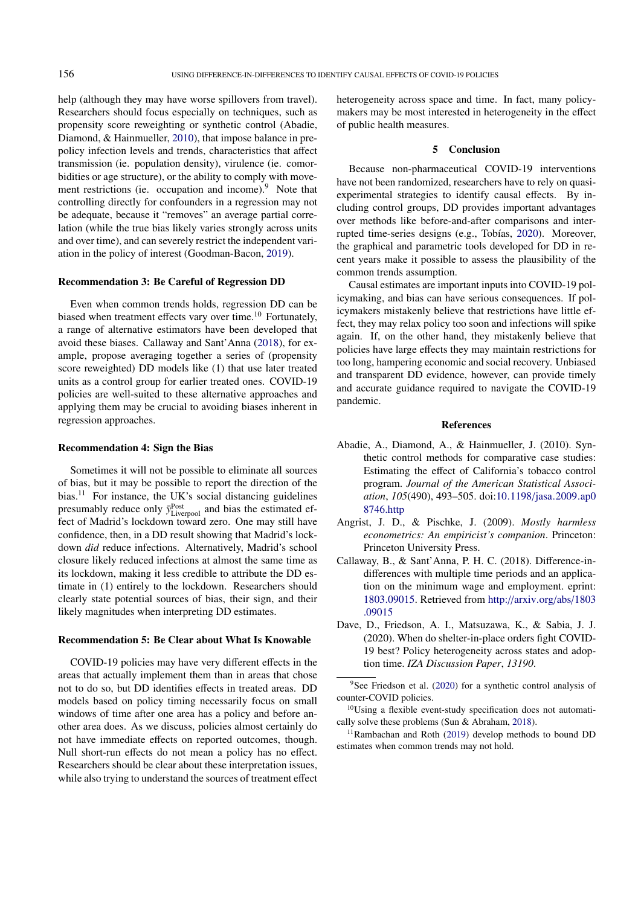help (although they may have worse spillovers from travel). Researchers should focus especially on techniques, such as propensity score reweighting or synthetic control (Abadie, Diamond, & Hainmueller, 2010), that impose balance in pre-policy infection levels and trends, characteristics that affect transmission (ie. population density), virulence (ie. comorbidities or age structure), or the ability to comply with movement restrictions (ie. occupation and income).[9] Note that controlling directly for confounders in a regression may not be adequate, because it "removes" an average partial correlation (while the true bias likely varies strongly across units and over time), and can severely restrict the independent variation in the policy of interest (Goodman-Bacon, 2019).

### Recommendation 3: Be Careful of Regression DD

Even when common trends holds, regression DD can be biased when treatment effects vary over time.[10] Fortunately, a range of alternative estimators have been developed that avoid these biases. Callaway and Sant'Anna (2018), for example, propose averaging together a series of (propensity score reweighted) DD models like (1) that use later treated units as a control group for earlier treated ones. COVID-19 policies are well-suited to these alternative approaches and applying them may be crucial to avoiding biases inherent in regression approaches.

### Recommendation 4: Sign the Bias

Sometimes it will not be possible to eliminate all sources of bias, but it may be possible to report the direction of the bias.[11] For instance, the UK's social distancing guidelines presumably reduce only $\bar{y}^{\text{Post}}_{\text{Liverpool}}$ and bias the estimated effect of Madrid's lockdown toward zero. One may still have confidence, then, in a DD result showing that Madrid's lockdown *did* reduce infections. Alternatively, Madrid's school closure likely reduced infections at almost the same time as its lockdown, making it less credible to attribute the DD estimate in (1) entirely to the lockdown. Researchers should clearly state potential sources of bias, their sign, and their likely magnitudes when interpreting DD estimates.

### Recommendation 5: Be Clear about What Is Knowable

COVID-19 policies may have very different effects in the areas that actually implement them than in areas that chose not to do so, but DD identifies effects in treated areas. DD models based on policy timing necessarily focus on small windows of time after one area has a policy and before another area does. As we discuss, policies almost certainly do not have immediate effects on reported outcomes, though. Null short-run effects do not mean a policy has no effect. Researchers should be clear about these interpretation issues, while also trying to understand the sources of treatment effect heterogeneity across space and time. In fact, many policymakers may be most interested in heterogeneity in the effect of public health measures.

## 5 Conclusion

Because non-pharmaceutical COVID-19 interventions have not been randomized, researchers have to rely on quasi-experimental strategies to identify causal effects. By including control groups, DD provides important advantages over methods like before-and-after comparisons and interrupted time-series designs (e.g., Tobías, 2020). Moreover, the graphical and parametric tools developed for DD in recent years make it possible to assess the plausibility of the common trends assumption.

Causal estimates are important inputs into COVID-19 policymaking, and bias can have serious consequences. If policymakers mistakenly believe that restrictions have little effect, they may relax policy too soon and infections will spike again. If, on the other hand, they mistakenly believe that policies have large effects they may maintain restrictions for too long, hampering economic and social recovery. Unbiased and transparent DD evidence, however, can provide timely and accurate guidance required to navigate the COVID-19 pandemic.

## References

Abadie, A., Diamond, A., & Hainmueller, J. (2010). Synthetic control methods for comparative case studies: Estimating the effect of California's tobacco control program. *Journal of the American Statistical Association*, *105*(490), 493–505. doi:10.1198/jasa.2009.ap08746.http

Angrist, J. D., & Pischke, J. (2009). *Mostly harmless econometrics: An empiricist's companion*. Princeton: Princeton University Press.

Callaway, B., & Sant'Anna, P. H. C. (2018). Difference-in-differences with multiple time periods and an application on the minimum wage and employment. eprint: 1803.09015. Retrieved from http://arxiv.org/abs/1803.09015

Dave, D., Friedson, A. I., Matsuzawa, K., & Sabia, J. J. (2020). When do shelter-in-place orders fight COVID-19 best? Policy heterogeneity across states and adoption time. *IZA Discussion Paper*, *13190*.

---

[9] See Friedson et al. (2020) for a synthetic control analysis of counter-COVID policies.

[10] Using a flexible event-study specification does not automatically solve these problems (Sun & Abraham, 2018).

[11] Rambachan and Roth (2019) develop methods to bound DD estimates when common trends may not hold.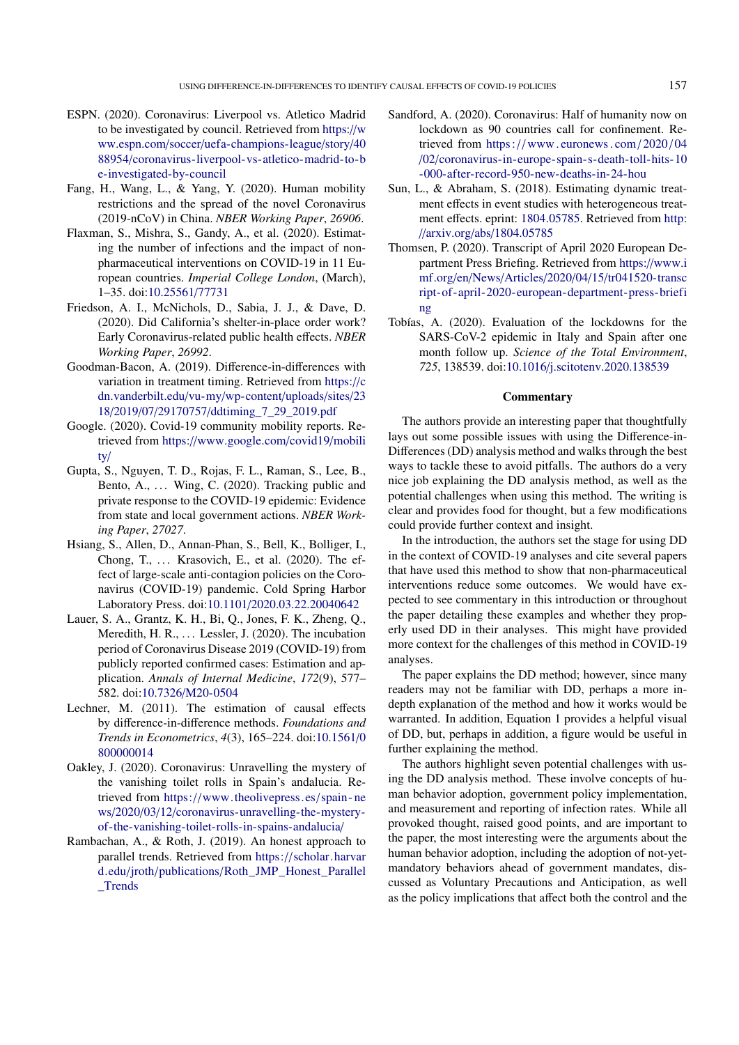ESPN. (2020). Coronavirus: Liverpool vs. Atletico Madrid to be investigated by council. Retrieved from https://www.espn.com/soccer/uefa-champions-league/story/4088954/coronavirus-liverpool-vs-atletico-madrid-to-be-investigated-by-council

Fang, H., Wang, L., & Yang, Y. (2020). Human mobility restrictions and the spread of the novel Coronavirus (2019-nCoV) in China. *NBER Working Paper*, *26906*.

Flaxman, S., Mishra, S., Gandy, A., et al. (2020). Estimating the number of infections and the impact of non-pharmaceutical interventions on COVID-19 in 11 European countries. *Imperial College London*, (March), 1–35. doi:10.25561/77731

Friedson, A. I., McNichols, D., Sabia, J. J., & Dave, D. (2020). Did California's shelter-in-place order work? Early Coronavirus-related public health effects. *NBER Working Paper*, *26992*.

Goodman-Bacon, A. (2019). Difference-in-differences with variation in treatment timing. Retrieved from https://cdn.vanderbilt.edu/vu-my/wp-content/uploads/sites/2318/2019/07/29170757/ddtiming_7_29_2019.pdf

Google. (2020). Covid-19 community mobility reports. Retrieved from https://www.google.com/covid19/mobility/

Gupta, S., Nguyen, T. D., Rojas, F. L., Raman, S., Lee, B., Bento, A., ... Wing, C. (2020). Tracking public and private response to the COVID-19 epidemic: Evidence from state and local government actions. *NBER Working Paper*, *27027*.

Hsiang, S., Allen, D., Annan-Phan, S., Bell, K., Bolliger, I., Chong, T., ... Krasovich, E., et al. (2020). The effect of large-scale anti-contagion policies on the Coronavirus (COVID-19) pandemic. Cold Spring Harbor Laboratory Press. doi:10.1101/2020.03.22.20040642

Lauer, S. A., Grantz, K. H., Bi, Q., Jones, F. K., Zheng, Q., Meredith, H. R., ... Lessler, J. (2020). The incubation period of Coronavirus Disease 2019 (COVID-19) from publicly reported confirmed cases: Estimation and application. *Annals of Internal Medicine*, *172*(9), 577–582. doi:10.7326/M20-0504

Lechner, M. (2011). The estimation of causal effects by difference-in-difference methods. *Foundations and Trends in Econometrics*, *4*(3), 165–224. doi:10.1561/0800000014

Oakley, J. (2020). Coronavirus: Unravelling the mystery of the vanishing toilet rolls in Spain's andalucia. Retrieved from https://www.theolivepress.es/spain-news/2020/03/12/coronavirus-unravelling-the-mystery-of-the-vanishing-toilet-rolls-in-spains-andalucia/

Rambachan, A., & Roth, J. (2019). An honest approach to parallel trends. Retrieved from https://scholar.harvard.edu/jroth/publications/Roth_JMP_Honest_Parallel_Trends

Sandford, A. (2020). Coronavirus: Half of humanity now on lockdown as 90 countries call for confinement. Retrieved from https://www.euronews.com/2020/04/02/coronavirus-in-europe-spain-s-death-toll-hits-10-000-after-record-950-new-deaths-in-24-hou

Sun, L., & Abraham, S. (2018). Estimating dynamic treatment effects in event studies with heterogeneous treatment effects. eprint: 1804.05785. Retrieved from http://arxiv.org/abs/1804.05785

Thomsen, P. (2020). Transcript of April 2020 European Department Press Briefing. Retrieved from https://www.imf.org/en/News/Articles/2020/04/15/tr041520-transcript-of-april-2020-european-department-press-briefing

Tobías, A. (2020). Evaluation of the lockdowns for the SARS-CoV-2 epidemic in Italy and Spain after one month follow up. *Science of the Total Environment*, *725*, 138539. doi:10.1016/j.scitotenv.2020.138539

## Commentary

The authors provide an interesting paper that thoughtfully lays out some possible issues with using the Difference-in-Differences (DD) analysis method and walks through the best ways to tackle these to avoid pitfalls. The authors do a very nice job explaining the DD analysis method, as well as the potential challenges when using this method. The writing is clear and provides food for thought, but a few modifications could provide further context and insight.

In the introduction, the authors set the stage for using DD in the context of COVID-19 analyses and cite several papers that have used this method to show that non-pharmaceutical interventions reduce some outcomes. We would have expected to see commentary in this introduction or throughout the paper detailing these examples and whether they properly used DD in their analyses. This might have provided more context for the challenges of this method in COVID-19 analyses.

The paper explains the DD method; however, since many readers may not be familiar with DD, perhaps a more in-depth explanation of the method and how it works would be warranted. In addition, Equation 1 provides a helpful visual of DD, but, perhaps in addition, a figure would be useful in further explaining the method.

The authors highlight seven potential challenges with using the DD analysis method. These involve concepts of human behavior adoption, government policy implementation, and measurement and reporting of infection rates. While all provoked thought, raised good points, and are important to the paper, the most interesting were the arguments about the human behavior adoption, including the adoption of not-yet-mandatory behaviors ahead of government mandates, discussed as Voluntary Precautions and Anticipation, as well as the policy implications that affect both the control and the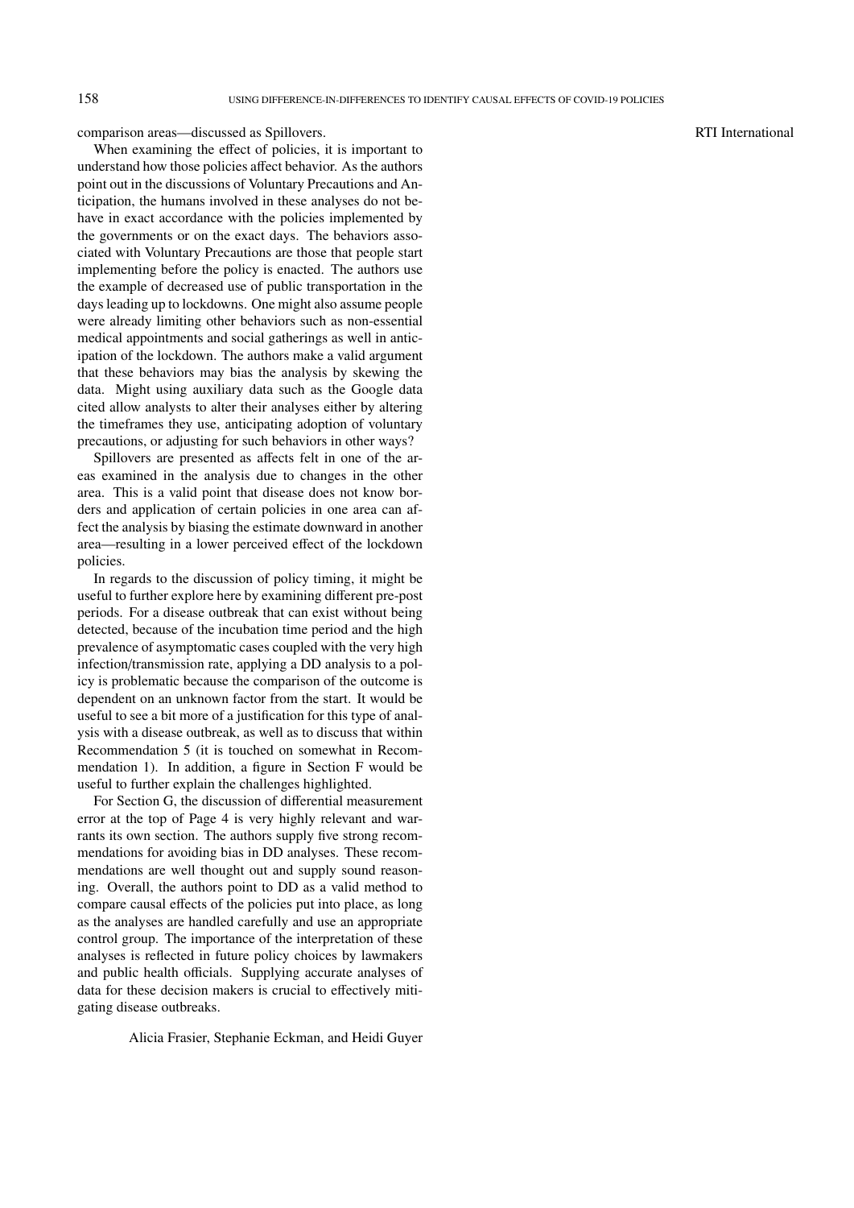comparison areas—discussed as Spillovers.

When examining the effect of policies, it is important to understand how those policies affect behavior. As the authors point out in the discussions of Voluntary Precautions and Anticipation, the humans involved in these analyses do not behave in exact accordance with the policies implemented by the governments or on the exact days. The behaviors associated with Voluntary Precautions are those that people start implementing before the policy is enacted. The authors use the example of decreased use of public transportation in the days leading up to lockdowns. One might also assume people were already limiting other behaviors such as non-essential medical appointments and social gatherings as well in anticipation of the lockdown. The authors make a valid argument that these behaviors may bias the analysis by skewing the data. Might using auxiliary data such as the Google data cited allow analysts to alter their analyses either by altering the timeframes they use, anticipating adoption of voluntary precautions, or adjusting for such behaviors in other ways?

Spillovers are presented as affects felt in one of the areas examined in the analysis due to changes in the other area. This is a valid point that disease does not know borders and application of certain policies in one area can affect the analysis by biasing the estimate downward in another area—resulting in a lower perceived effect of the lockdown policies.

In regards to the discussion of policy timing, it might be useful to further explore here by examining different pre-post periods. For a disease outbreak that can exist without being detected, because of the incubation time period and the high prevalence of asymptomatic cases coupled with the very high infection/transmission rate, applying a DD analysis to a policy is problematic because the comparison of the outcome is dependent on an unknown factor from the start. It would be useful to see a bit more of a justification for this type of analysis with a disease outbreak, as well as to discuss that within Recommendation 5 (it is touched on somewhat in Recommendation 1). In addition, a figure in Section F would be useful to further explain the challenges highlighted.

For Section G, the discussion of differential measurement error at the top of Page 4 is very highly relevant and warrants its own section. The authors supply five strong recommendations for avoiding bias in DD analyses. These recommendations are well thought out and supply sound reasoning. Overall, the authors point to DD as a valid method to compare causal effects of the policies put into place, as long as the analyses are handled carefully and use an appropriate control group. The importance of the interpretation of these analyses is reflected in future policy choices by lawmakers and public health officials. Supplying accurate analyses of data for these decision makers is crucial to effectively mitigating disease outbreaks.

Alicia Frasier, Stephanie Eckman, and Heidi Guyer
RTI International